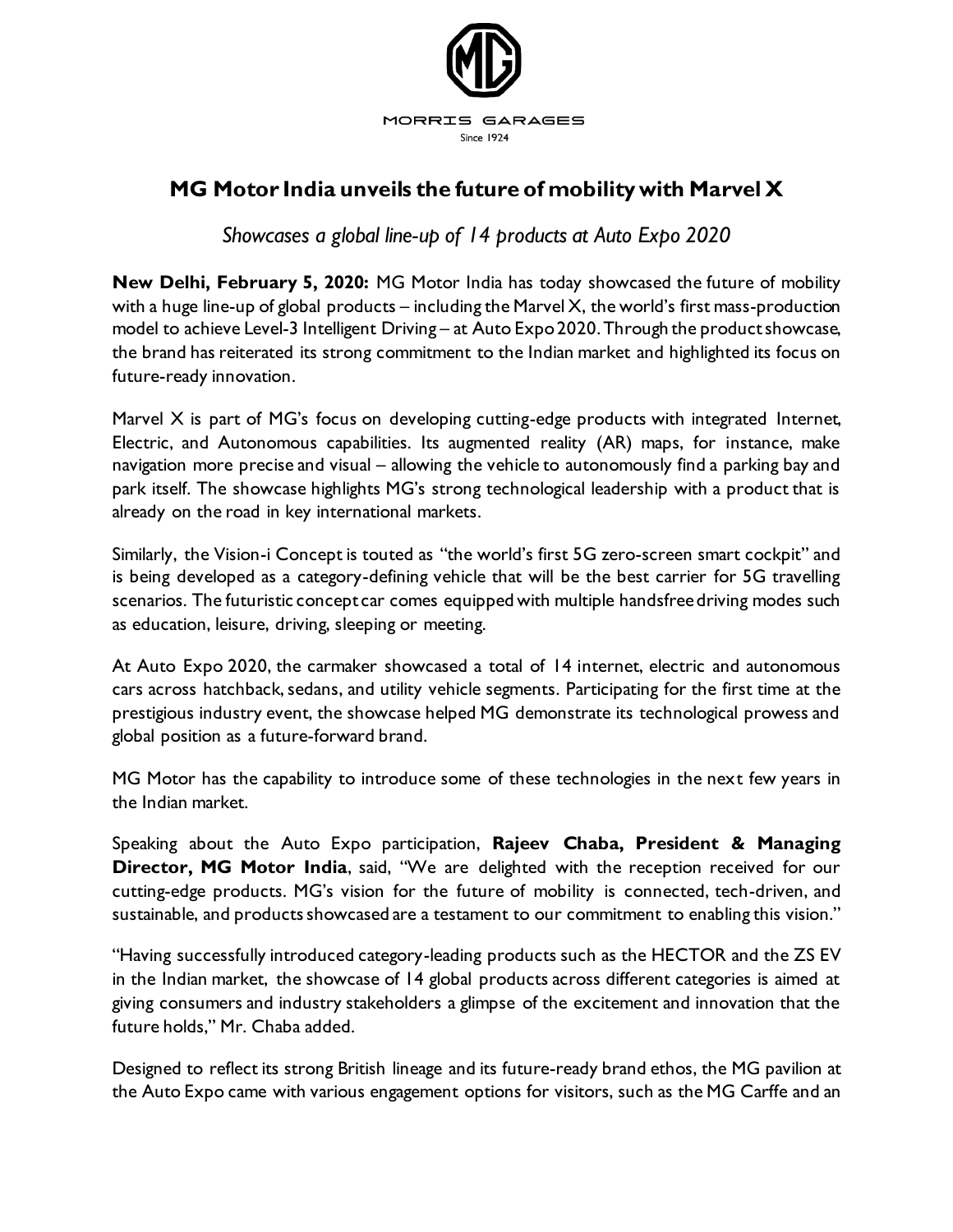MORRIS GARAGES
Since 1924

# MG Motor India unveils the future of mobility with Marvel X

*Showcases a global line-up of 14 products at Auto Expo 2020*

**New Delhi, February 5, 2020:** MG Motor India has today showcased the future of mobility with a huge line-up of global products – including the Marvel X, the world's first mass-production model to achieve Level-3 Intelligent Driving – at Auto Expo 2020. Through the product showcase, the brand has reiterated its strong commitment to the Indian market and highlighted its focus on future-ready innovation.

Marvel X is part of MG's focus on developing cutting-edge products with integrated Internet, Electric, and Autonomous capabilities. Its augmented reality (AR) maps, for instance, make navigation more precise and visual – allowing the vehicle to autonomously find a parking bay and park itself. The showcase highlights MG's strong technological leadership with a product that is already on the road in key international markets.

Similarly, the Vision-i Concept is touted as "the world's first 5G zero-screen smart cockpit" and is being developed as a category-defining vehicle that will be the best carrier for 5G travelling scenarios. The futuristic concept car comes equipped with multiple handsfree driving modes such as education, leisure, driving, sleeping or meeting.

At Auto Expo 2020, the carmaker showcased a total of 14 internet, electric and autonomous cars across hatchback, sedans, and utility vehicle segments. Participating for the first time at the prestigious industry event, the showcase helped MG demonstrate its technological prowess and global position as a future-forward brand.

MG Motor has the capability to introduce some of these technologies in the next few years in the Indian market.

Speaking about the Auto Expo participation, **Rajeev Chaba, President & Managing Director, MG Motor India**, said, "We are delighted with the reception received for our cutting-edge products. MG's vision for the future of mobility is connected, tech-driven, and sustainable, and products showcased are a testament to our commitment to enabling this vision."

"Having successfully introduced category-leading products such as the HECTOR and the ZS EV in the Indian market, the showcase of 14 global products across different categories is aimed at giving consumers and industry stakeholders a glimpse of the excitement and innovation that the future holds," Mr. Chaba added.

Designed to reflect its strong British lineage and its future-ready brand ethos, the MG pavilion at the Auto Expo came with various engagement options for visitors, such as the MG Carffe and an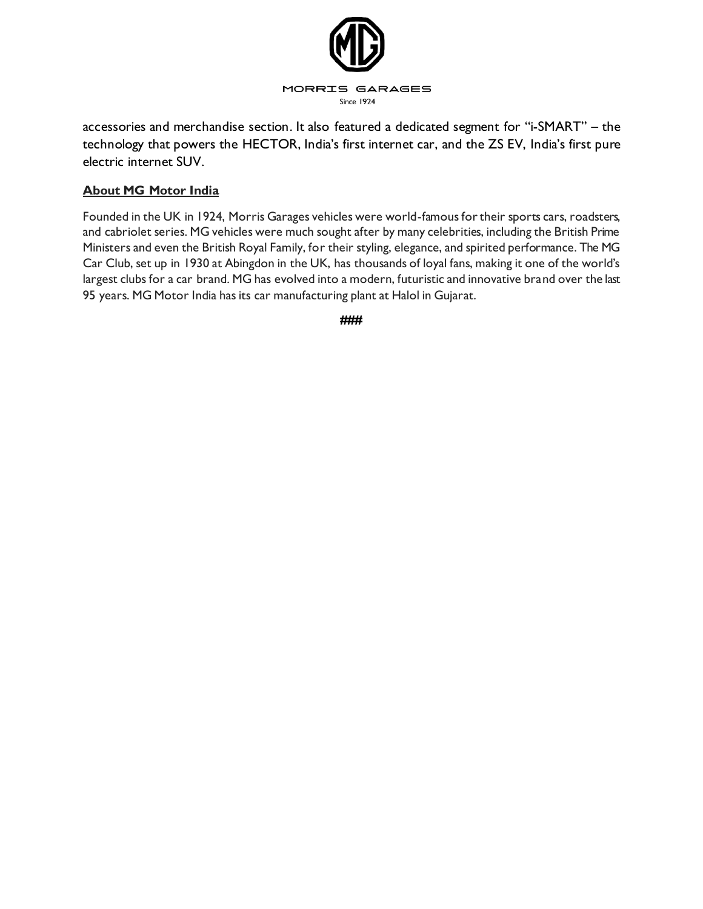accessories and merchandise section. It also featured a dedicated segment for “i-SMART” – the technology that powers the HECTOR, India’s first internet car, and the ZS EV, India’s first pure electric internet SUV.

**About MG Motor India**

Founded in the UK in 1924, Morris Garages vehicles were world-famous for their sports cars, roadsters, and cabriolet series. MG vehicles were much sought after by many celebrities, including the British Prime Ministers and even the British Royal Family, for their styling, elegance, and spirited performance. The MG Car Club, set up in 1930 at Abingdon in the UK, has thousands of loyal fans, making it one of the world’s largest clubs for a car brand. MG has evolved into a modern, futuristic and innovative brand over the last 95 years. MG Motor India has its car manufacturing plant at Halol in Gujarat.

###